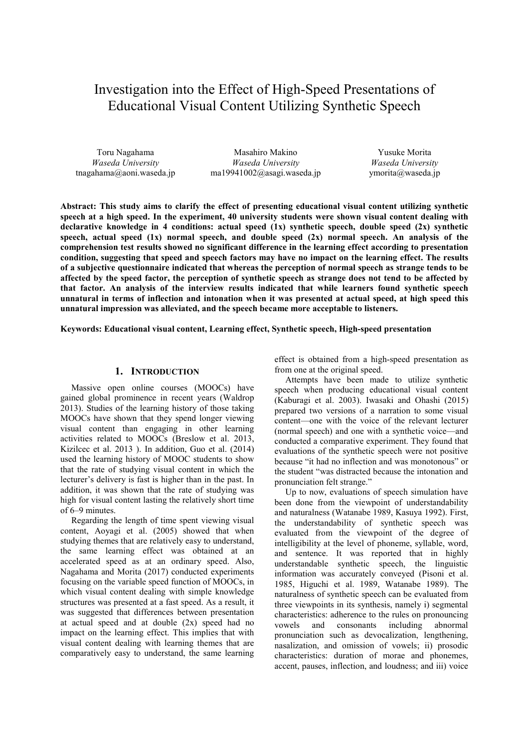# Investigation into the Effect of High-Speed Presentations of Educational Visual Content Utilizing Synthetic Speech

Toru Nagahama
*Waseda University*
tnagahama@aoni.waseda.jp

Masahiro Makino
*Waseda University*
ma19941002@asagi.waseda.jp

Yusuke Morita
*Waseda University*
ymorita@waseda.jp

**Abstract: This study aims to clarify the effect of presenting educational visual content utilizing synthetic speech at a high speed. In the experiment, 40 university students were shown visual content dealing with declarative knowledge in 4 conditions: actual speed (1x) synthetic speech, double speed (2x) synthetic speech, actual speed (1x) normal speech, and double speed (2x) normal speech. An analysis of the comprehension test results showed no significant difference in the learning effect according to presentation condition, suggesting that speed and speech factors may have no impact on the learning effect. The results of a subjective questionnaire indicated that whereas the perception of normal speech as strange tends to be affected by the speed factor, the perception of synthetic speech as strange does not tend to be affected by that factor. An analysis of the interview results indicated that while learners found synthetic speech unnatural in terms of inflection and intonation when it was presented at actual speed, at high speed this unnatural impression was alleviated, and the speech became more acceptable to listeners.**

**Keywords: Educational visual content, Learning effect, Synthetic speech, High-speed presentation**

## 1. INTRODUCTION

Massive open online courses (MOOCs) have gained global prominence in recent years (Waldrop 2013). Studies of the learning history of those taking MOOCs have shown that they spend longer viewing visual content than engaging in other learning activities related to MOOCs (Breslow et al. 2013, Kizilcec et al. 2013 ). In addition, Guo et al. (2014) used the learning history of MOOC students to show that the rate of studying visual content in which the lecturer's delivery is fast is higher than in the past. In addition, it was shown that the rate of studying was high for visual content lasting the relatively short time of 6–9 minutes.

Regarding the length of time spent viewing visual content, Aoyagi et al. (2005) showed that when studying themes that are relatively easy to understand, the same learning effect was obtained at an accelerated speed as at an ordinary speed. Also, Nagahama and Morita (2017) conducted experiments focusing on the variable speed function of MOOCs, in which visual content dealing with simple knowledge structures was presented at a fast speed. As a result, it was suggested that differences between presentation at actual speed and at double (2x) speed had no impact on the learning effect. This implies that with visual content dealing with learning themes that are comparatively easy to understand, the same learning effect is obtained from a high-speed presentation as from one at the original speed.

Attempts have been made to utilize synthetic speech when producing educational visual content (Kaburagi et al. 2003). Iwasaki and Ohashi (2015) prepared two versions of a narration to some visual content—one with the voice of the relevant lecturer (normal speech) and one with a synthetic voice—and conducted a comparative experiment. They found that evaluations of the synthetic speech were not positive because "it had no inflection and was monotonous" or the student "was distracted because the intonation and pronunciation felt strange."

Up to now, evaluations of speech simulation have been done from the viewpoint of understandability and naturalness (Watanabe 1989, Kasuya 1992). First, the understandability of synthetic speech was evaluated from the viewpoint of the degree of intelligibility at the level of phoneme, syllable, word, and sentence. It was reported that in highly understandable synthetic speech, the linguistic information was accurately conveyed (Pisoni et al. 1985, Higuchi et al. 1989, Watanabe 1989). The naturalness of synthetic speech can be evaluated from three viewpoints in its synthesis, namely i) segmental characteristics: adherence to the rules on pronouncing vowels and consonants including abnormal pronunciation such as devocalization, lengthening, nasalization, and omission of vowels; ii) prosodic characteristics: duration of morae and phonemes, accent, pauses, inflection, and loudness; and iii) voice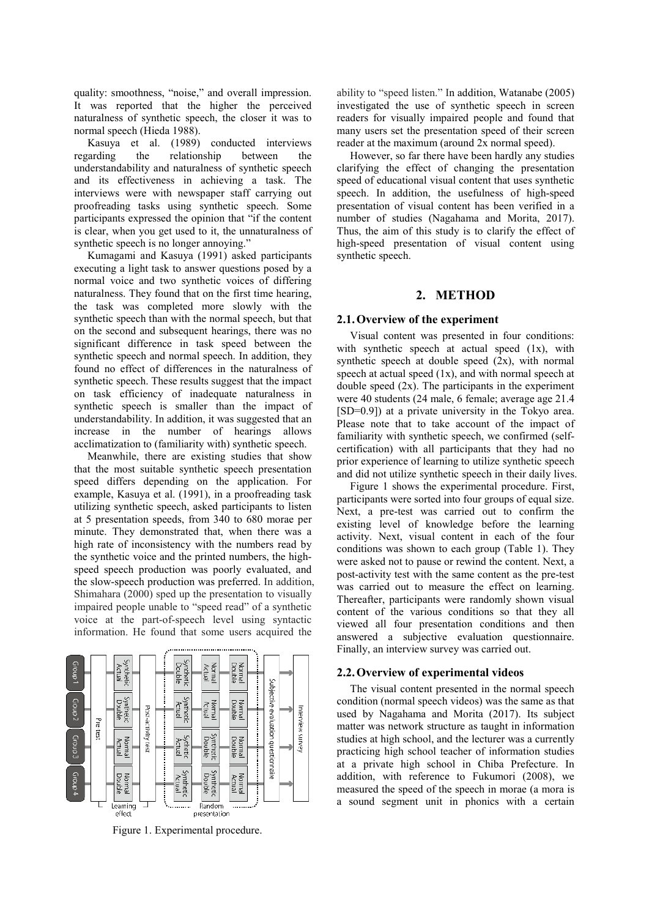quality: smoothness, "noise," and overall impression. It was reported that the higher the perceived naturalness of synthetic speech, the closer it was to normal speech (Hieda 1988).

Kasuya et al. (1989) conducted interviews regarding the relationship between the understandability and naturalness of synthetic speech and its effectiveness in achieving a task. The interviews were with newspaper staff carrying out proofreading tasks using synthetic speech. Some participants expressed the opinion that "if the content is clear, when you get used to it, the unnaturalness of synthetic speech is no longer annoying."

Kumagami and Kasuya (1991) asked participants executing a light task to answer questions posed by a normal voice and two synthetic voices of differing naturalness. They found that on the first time hearing, the task was completed more slowly with the synthetic speech than with the normal speech, but that on the second and subsequent hearings, there was no significant difference in task speed between the synthetic speech and normal speech. In addition, they found no effect of differences in the naturalness of synthetic speech. These results suggest that the impact on task efficiency of inadequate naturalness in synthetic speech is smaller than the impact of understandability. In addition, it was suggested that an increase in the number of hearings allows acclimatization to (familiarity with) synthetic speech.

Meanwhile, there are existing studies that show that the most suitable synthetic speech presentation speed differs depending on the application. For example, Kasuya et al. (1991), in a proofreading task utilizing synthetic speech, asked participants to listen at 5 presentation speeds, from 340 to 680 morae per minute. They demonstrated that, when there was a high rate of inconsistency with the numbers read by the synthetic voice and the printed numbers, the high-speed speech production was poorly evaluated, and the slow-speech production was preferred. In addition, Shimahara (2000) sped up the presentation to visually impaired people unable to "speed read" of a synthetic voice at the part-of-speech level using syntactic information. He found that some users acquired the ability to "speed listen." In addition, Watanabe (2005) investigated the use of synthetic speech in screen readers for visually impaired people and found that many users set the presentation speed of their screen reader at the maximum (around 2x normal speed).

However, so far there have been hardly any studies clarifying the effect of changing the presentation speed of educational visual content that uses synthetic speech. In addition, the usefulness of high-speed presentation of visual content has been verified in a number of studies (Nagahama and Morita, 2017). Thus, the aim of this study is to clarify the effect of high-speed presentation of visual content using synthetic speech.

## 2. METHOD

### 2.1. Overview of the experiment

Visual content was presented in four conditions: with synthetic speech at actual speed (1x), with synthetic speech at double speed (2x), with normal speech at actual speed (1x), and with normal speech at double speed (2x). The participants in the experiment were 40 students (24 male, 6 female; average age 21.4 [SD=0.9]) at a private university in the Tokyo area. Please note that to take account of the impact of familiarity with synthetic speech, we confirmed (self-certification) with all participants that they had no prior experience of learning to utilize synthetic speech and did not utilize synthetic speech in their daily lives.

Figure 1 shows the experimental procedure. First, participants were sorted into four groups of equal size. Next, a pre-test was carried out to confirm the existing level of knowledge before the learning activity. Next, visual content in each of the four conditions was shown to each group (Table 1). They were asked not to pause or rewind the content. Next, a post-activity test with the same content as the pre-test was carried out to measure the effect on learning. Thereafter, participants were randomly shown visual content of the various conditions so that they all viewed all four presentation conditions and then answered a subjective evaluation questionnaire. Finally, an interview survey was carried out.

| | Pre-test | Learning effect | Post-activity test | Random presentation | | | Subjective evaluation questionnaire | Interview survey |
|---|---|---|---|---|---|---|---|---|
| Group 1 | | Synthetic Actual | | Synthetic Double | Normal Actual | Normal Double | | |
| Group 2 | | Synthetic Double | | Synthetic Actual | Normal Actual | Normal Double | | |
| Group 3 | | Normal Actual | | Synthetic Actual | Synthetic Double | Normal Double | | |
| Group 4 | | Normal Double | | Synthetic Actual | Synthetic Double | Normal Actual | | |

Figure 1. Experimental procedure.

### 2.2. Overview of experimental videos

The visual content presented in the normal speech condition (normal speech videos) was the same as that used by Nagahama and Morita (2017). Its subject matter was network structure as taught in information studies at high school, and the lecturer was a currently practicing high school teacher of information studies at a private high school in Chiba Prefecture. In addition, with reference to Fukumori (2008), we measured the speed of the speech in morae (a mora is a sound segment unit in phonics with a certain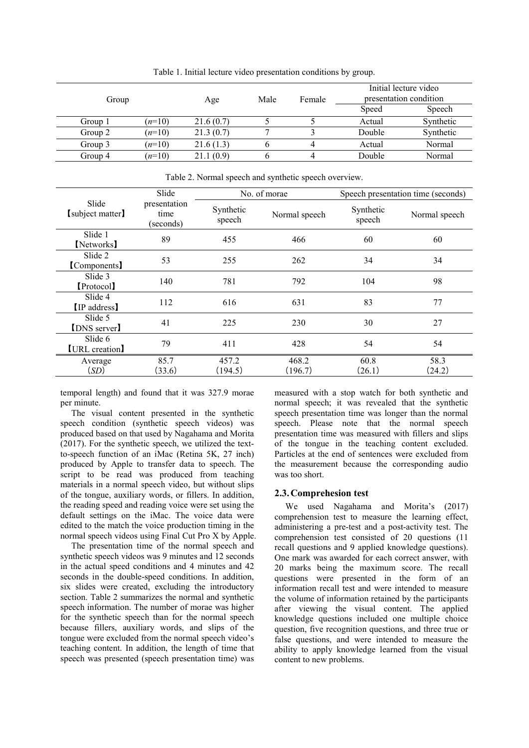Table 1. Initial lecture video presentation conditions by group.

| Group | | Age | Male | Female | Initial lecture video presentation condition | |
|---|---|---|---|---|---|---|
| | | | | | Speed | Speech |
| Group 1 | (*n*=10) | 21.6 (0.7) | 5 | 5 | Actual | Synthetic |
| Group 2 | (*n*=10) | 21.3 (0.7) | 7 | 3 | Double | Synthetic |
| Group 3 | (*n*=10) | 21.6 (1.3) | 6 | 4 | Actual | Normal |
| Group 4 | (*n*=10) | 21.1 (0.9) | 6 | 4 | Double | Normal |

Table 2. Normal speech and synthetic speech overview.

| Slide 【subject matter】 | Slide presentation time (seconds) | No. of morae | | Speech presentation time (seconds) | |
|---|---|---|---|---|---|
| | | Synthetic speech | Normal speech | Synthetic speech | Normal speech |
| Slide 1 【Networks】 | 89 | 455 | 466 | 60 | 60 |
| Slide 2 【Components】 | 53 | 255 | 262 | 34 | 34 |
| Slide 3 【Protocol】 | 140 | 781 | 792 | 104 | 98 |
| Slide 4 【IP address】 | 112 | 616 | 631 | 83 | 77 |
| Slide 5 【DNS server】 | 41 | 225 | 230 | 30 | 27 |
| Slide 6 【URL creation】 | 79 | 411 | 428 | 54 | 54 |
| Average (*SD*) | 85.7 (33.6) | 457.2 (194.5) | 468.2 (196.7) | 60.8 (26.1) | 58.3 (24.2) |

temporal length) and found that it was 327.9 morae per minute.

The visual content presented in the synthetic speech condition (synthetic speech videos) was produced based on that used by Nagahama and Morita (2017). For the synthetic speech, we utilized the text-to-speech function of an iMac (Retina 5K, 27 inch) produced by Apple to transfer data to speech. The script to be read was produced from teaching materials in a normal speech video, but without slips of the tongue, auxiliary words, or fillers. In addition, the reading speed and reading voice were set using the default settings on the iMac. The voice data were edited to the match the voice production timing in the normal speech videos using Final Cut Pro X by Apple.

The presentation time of the normal speech and synthetic speech videos was 9 minutes and 12 seconds in the actual speed conditions and 4 minutes and 42 seconds in the double-speed conditions. In addition, six slides were created, excluding the introductory section. Table 2 summarizes the normal and synthetic speech information. The number of morae was higher for the synthetic speech than for the normal speech because fillers, auxiliary words, and slips of the tongue were excluded from the normal speech video's teaching content. In addition, the length of time that speech was presented (speech presentation time) was measured with a stop watch for both synthetic and normal speech; it was revealed that the synthetic speech presentation time was longer than the normal speech. Please note that the normal speech presentation time was measured with fillers and slips of the tongue in the teaching content excluded. Particles at the end of sentences were excluded from the measurement because the corresponding audio was too short.

## 2.3. Comprehesion test

We used Nagahama and Morita's (2017) comprehension test to measure the learning effect, administering a pre-test and a post-activity test. The comprehension test consisted of 20 questions (11 recall questions and 9 applied knowledge questions). One mark was awarded for each correct answer, with 20 marks being the maximum score. The recall questions were presented in the form of an information recall test and were intended to measure the volume of information retained by the participants after viewing the visual content. The applied knowledge questions included one multiple choice question, five recognition questions, and three true or false questions, and were intended to measure the ability to apply knowledge learned from the visual content to new problems.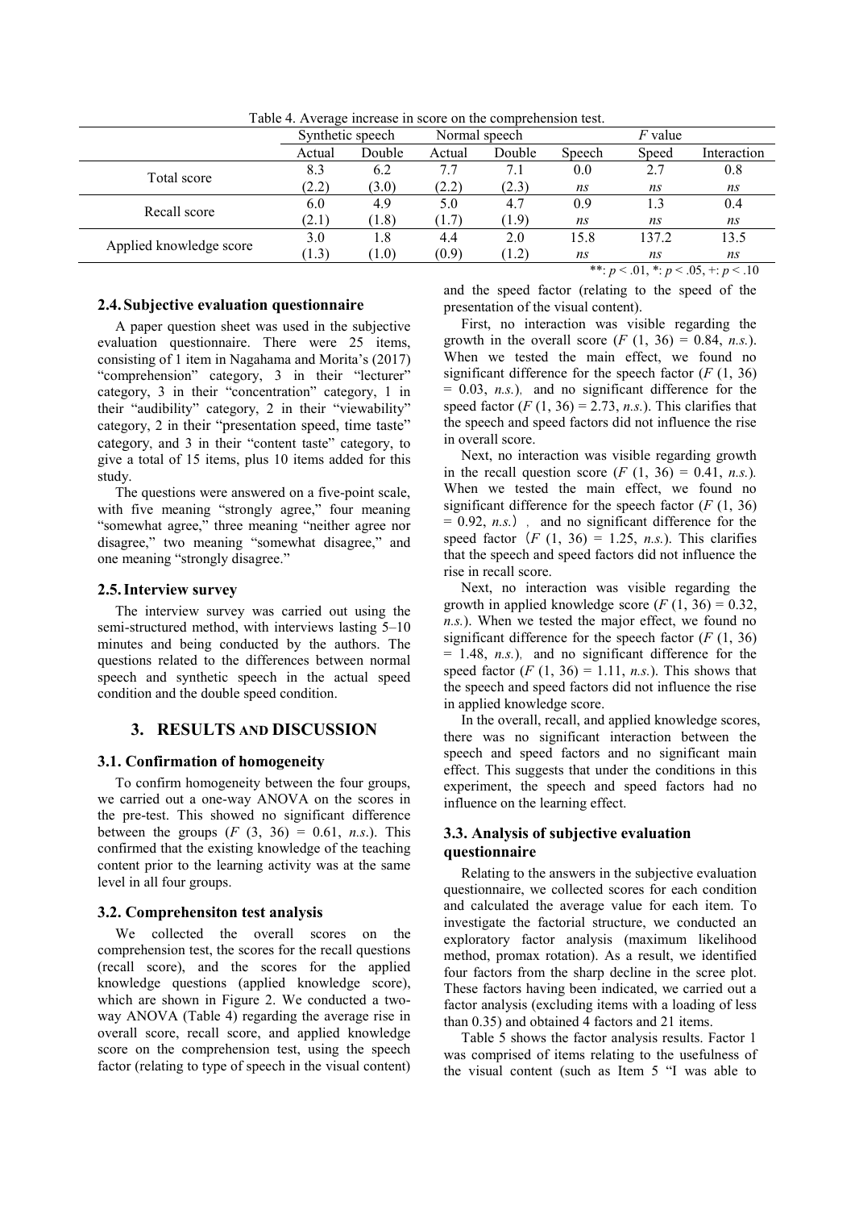Table 4. Average increase in score on the comprehension test.

| | Synthetic speech | | Normal speech | | $F$ value | | |
|---|---|---|---|---|---|---|---|
| | Actual | Double | Actual | Double | Speech | Speed | Interaction |
| Total score | 8.3 | 6.2 | 7.7 | 7.1 | 0.0 | 2.7 | 0.8 |
| | (2.2) | (3.0) | (2.2) | (2.3) | *ns* | *ns* | *ns* |
| Recall score | 6.0 | 4.9 | 5.0 | 4.7 | 0.9 | 1.3 | 0.4 |
| | (2.1) | (1.8) | (1.7) | (1.9) | *ns* | *ns* | *ns* |
| Applied knowledge score | 3.0 | 1.8 | 4.4 | 2.0 | 15.8 | 137.2 | 13.5 |
| | (1.3) | (1.0) | (0.9) | (1.2) | *ns* | *ns* | *ns* |

**: $p < .01$, *: $p < .05$, +: $p < .10$

### 2.4. Subjective evaluation questionnaire

A paper question sheet was used in the subjective evaluation questionnaire. There were 25 items, consisting of 1 item in Nagahama and Morita's (2017) "comprehension" category, 3 in their "lecturer" category, 3 in their "concentration" category, 1 in their "audibility" category, 2 in their "viewability" category, 2 in their "presentation speed, time taste" category, and 3 in their "content taste" category, to give a total of 15 items, plus 10 items added for this study.

The questions were answered on a five-point scale, with five meaning "strongly agree," four meaning "somewhat agree," three meaning "neither agree nor disagree," two meaning "somewhat disagree," and one meaning "strongly disagree."

### 2.5. Interview survey

The interview survey was carried out using the semi-structured method, with interviews lasting 5–10 minutes and being conducted by the authors. The questions related to the differences between normal speech and synthetic speech in the actual speed condition and the double speed condition.

## 3. RESULTS AND DISCUSSION

### 3.1. Confirmation of homogeneity

To confirm homogeneity between the four groups, we carried out a one-way ANOVA on the scores in the pre-test. This showed no significant difference between the groups ($F$ (3, 36) = 0.61, *n.s*.). This confirmed that the existing knowledge of the teaching content prior to the learning activity was at the same level in all four groups.

### 3.2. Comprehensiton test analysis

We collected the overall scores on the comprehension test, the scores for the recall questions (recall score), and the scores for the applied knowledge questions (applied knowledge score), which are shown in Figure 2. We conducted a two-way ANOVA (Table 4) regarding the average rise in overall score, recall score, and applied knowledge score on the comprehension test, using the speech factor (relating to type of speech in the visual content) and the speed factor (relating to the speed of the presentation of the visual content).

First, no interaction was visible regarding the growth in the overall score ($F$ (1, 36) = 0.84, *n.s.*). When we tested the main effect, we found no significant difference for the speech factor ($F$ (1, 36) = 0.03, *n.s.*), and no significant difference for the speed factor ($F$ (1, 36) = 2.73, *n.s.*). This clarifies that the speech and speed factors did not influence the rise in overall score.

Next, no interaction was visible regarding growth in the recall question score ($F$ (1, 36) = 0.41, *n.s.*). When we tested the main effect, we found no significant difference for the speech factor ($F$ (1, 36) = 0.92, *n.s.*), and no significant difference for the speed factor ($F$ (1, 36) = 1.25, *n.s.*). This clarifies that the speech and speed factors did not influence the rise in recall score.

Next, no interaction was visible regarding the growth in applied knowledge score ($F$ (1, 36) = 0.32, *n.s.*). When we tested the major effect, we found no significant difference for the speech factor ($F$ (1, 36) = 1.48, *n.s.*), and no significant difference for the speed factor ($F$ (1, 36) = 1.11, *n.s.*). This shows that the speech and speed factors did not influence the rise in applied knowledge score.

In the overall, recall, and applied knowledge scores, there was no significant interaction between the speech and speed factors and no significant main effect. This suggests that under the conditions in this experiment, the speech and speed factors had no influence on the learning effect.

### 3.3. Analysis of subjective evaluation questionnaire

Relating to the answers in the subjective evaluation questionnaire, we collected scores for each condition and calculated the average value for each item. To investigate the factorial structure, we conducted an exploratory factor analysis (maximum likelihood method, promax rotation). As a result, we identified four factors from the sharp decline in the scree plot. These factors having been indicated, we carried out a factor analysis (excluding items with a loading of less than 0.35) and obtained 4 factors and 21 items.

Table 5 shows the factor analysis results. Factor 1 was comprised of items relating to the usefulness of the visual content (such as Item 5 "I was able to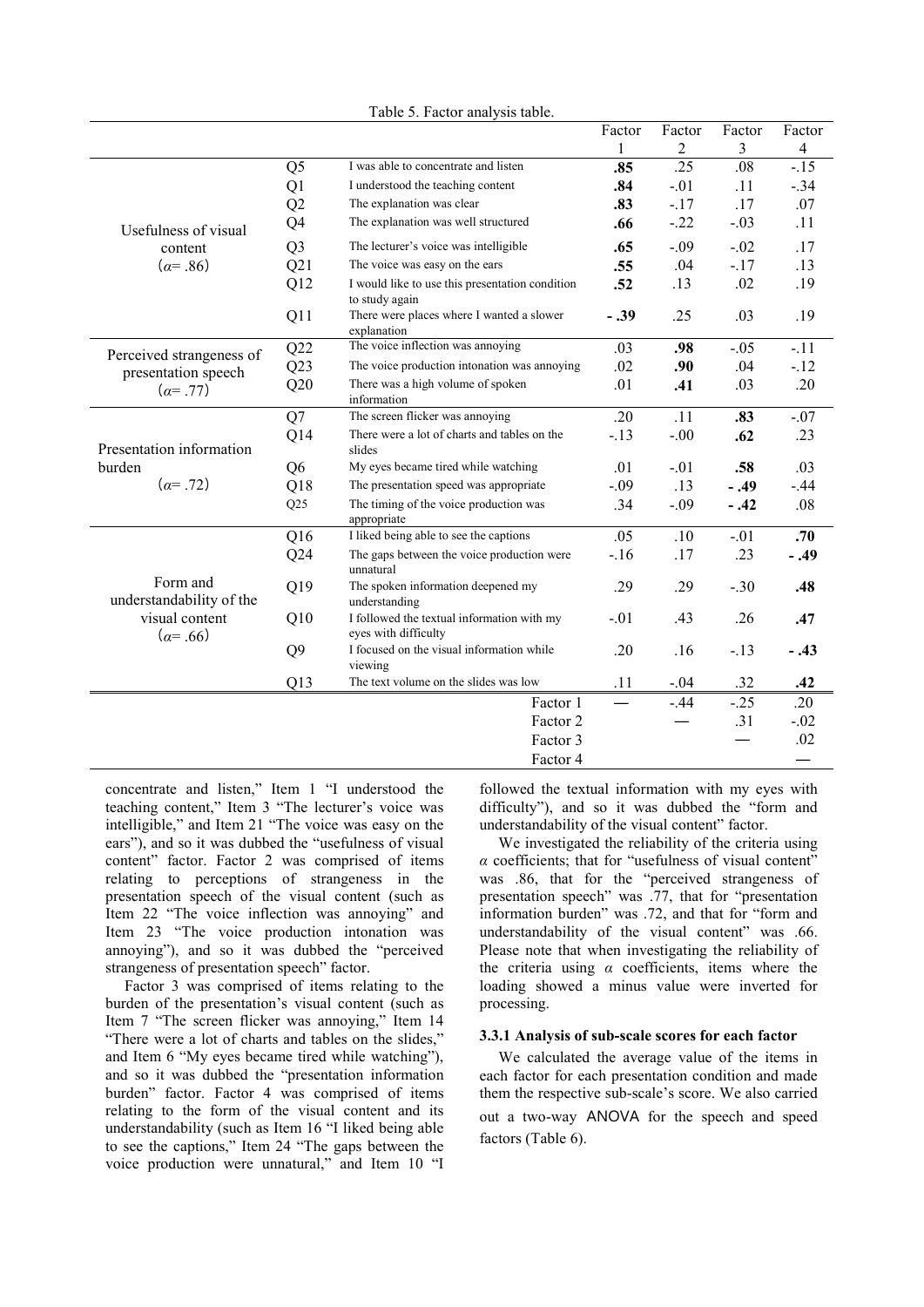Table 5. Factor analysis table.

| | | | Factor 1 | Factor 2 | Factor 3 | Factor 4 |
|---|---|---|---|---|---|---|
| Usefulness of visual content ($\alpha$= .86) | Q5 | I was able to concentrate and listen | **.85** | .25 | .08 | -.15 |
| | Q1 | I understood the teaching content | **.84** | -.01 | .11 | -.34 |
| | Q2 | The explanation was clear | **.83** | -.17 | .17 | .07 |
| | Q4 | The explanation was well structured | **.66** | -.22 | -.03 | .11 |
| | Q3 | The lecturer's voice was intelligible | **.65** | -.09 | -.02 | .17 |
| | Q21 | The voice was easy on the ears | **.55** | .04 | -.17 | .13 |
| | Q12 | I would like to use this presentation condition to study again | **.52** | .13 | .02 | .19 |
| | Q11 | There were places where I wanted a slower explanation | **- .39** | .25 | .03 | .19 |
| Perceived strangeness of presentation speech ($\alpha$= .77) | Q22 | The voice inflection was annoying | .03 | **.98** | -.05 | -.11 |
| | Q23 | The voice production intonation was annoying | .02 | **.90** | .04 | -.12 |
| | Q20 | There was a high volume of spoken information | .01 | **.41** | .03 | .20 |
| Presentation information burden ($\alpha$= .72) | Q7 | The screen flicker was annoying | .20 | .11 | **.83** | -.07 |
| | Q14 | There were a lot of charts and tables on the slides | -.13 | -.00 | **.62** | .23 |
| | Q6 | My eyes became tired while watching | .01 | -.01 | **.58** | .03 |
| | Q18 | The presentation speed was appropriate | -.09 | .13 | **- .49** | -.44 |
| | Q25 | The timing of the voice production was appropriate | .34 | -.09 | **- .42** | .08 |
| Form and understandability of the visual content ($\alpha$= .66) | Q16 | I liked being able to see the captions | .05 | .10 | -.01 | **.70** |
| | Q24 | The gaps between the voice production were unnatural | -.16 | .17 | .23 | **- .49** |
| | Q19 | The spoken information deepened my understanding | .29 | .29 | -.30 | **.48** |
| | Q10 | I followed the textual information with my eyes with difficulty | -.01 | .43 | .26 | **.47** |
| | Q9 | I focused on the visual information while viewing | .20 | .16 | -.13 | **- .43** |
| | Q13 | The text volume on the slides was low | .11 | -.04 | .32 | **.42** |
| | | Factor 1 | — | -.44 | -.25 | .20 |
| | | Factor 2 | | — | .31 | -.02 |
| | | Factor 3 | | | — | .02 |
| | | Factor 4 | | | | — |

concentrate and listen," Item 1 "I understood the teaching content," Item 3 "The lecturer's voice was intelligible," and Item 21 "The voice was easy on the ears"), and so it was dubbed the "usefulness of visual content" factor. Factor 2 was comprised of items relating to perceptions of strangeness in the presentation speech of the visual content (such as Item 22 "The voice inflection was annoying" and Item 23 "The voice production intonation was annoying"), and so it was dubbed the "perceived strangeness of presentation speech" factor.

Factor 3 was comprised of items relating to the burden of the presentation's visual content (such as Item 7 "The screen flicker was annoying," Item 14 "There were a lot of charts and tables on the slides," and Item 6 "My eyes became tired while watching"), and so it was dubbed the "presentation information burden" factor. Factor 4 was comprised of items relating to the form of the visual content and its understandability (such as Item 16 "I liked being able to see the captions," Item 24 "The gaps between the voice production were unnatural," and Item 10 "I followed the textual information with my eyes with difficulty"), and so it was dubbed the "form and understandability of the visual content" factor.

We investigated the reliability of the criteria using $\alpha$ coefficients; that for "usefulness of visual content" was .86, that for the "perceived strangeness of presentation speech" was .77, that for "presentation information burden" was .72, and that for "form and understandability of the visual content" was .66. Please note that when investigating the reliability of the criteria using $\alpha$ coefficients, items where the loading showed a minus value were inverted for processing.

### 3.3.1 Analysis of sub-scale scores for each factor

We calculated the average value of the items in each factor for each presentation condition and made them the respective sub-scale's score. We also carried out a two-way ANOVA for the speech and speed factors (Table 6).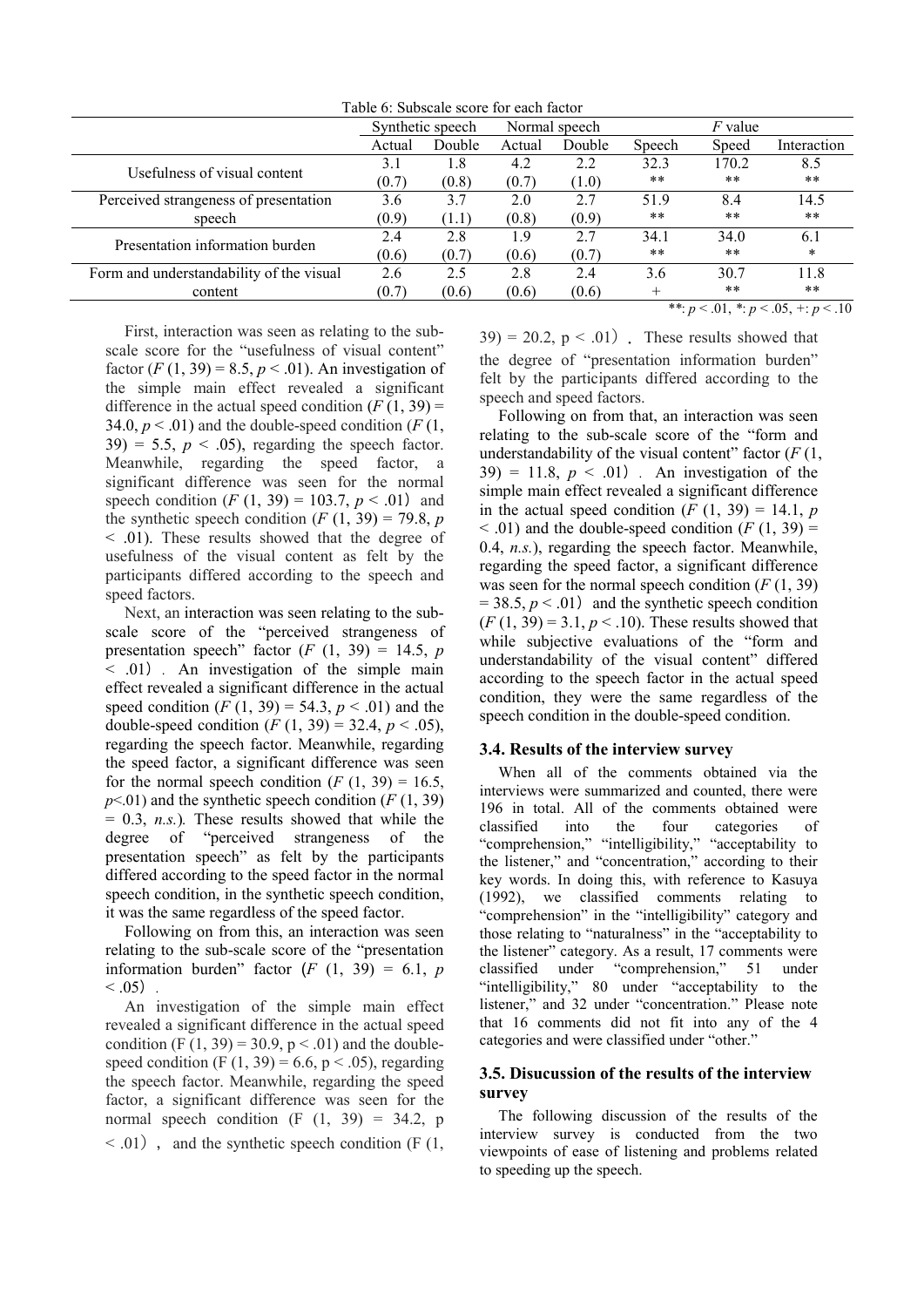Table 6: Subscale score for each factor

| | Synthetic speech | | Normal speech | | *F* value | | |
|---|---|---|---|---|---|---|---|
| | Actual | Double | Actual | Double | Speech | Speed | Interaction |
| Usefulness of visual content | 3.1 (0.7) | 1.8 (0.8) | 4.2 (0.7) | 2.2 (1.0) | 32.3 ** | 170.2 ** | 8.5 ** |
| Perceived strangeness of presentation speech | 3.6 (0.9) | 3.7 (1.1) | 2.0 (0.8) | 2.7 (0.9) | 51.9 ** | 8.4 ** | 14.5 ** |
| Presentation information burden | 2.4 (0.6) | 2.8 (0.7) | 1.9 (0.6) | 2.7 (0.7) | 34.1 ** | 34.0 ** | 6.1 * |
| Form and understandability of the visual content | 2.6 (0.7) | 2.5 (0.6) | 2.8 (0.6) | 2.4 (0.6) | 3.6 + | 30.7 ** | 11.8 ** |

**: $p < .01$, *: $p < .05$, +: $p < .10$

First, interaction was seen as relating to the sub-scale score for the "usefulness of visual content" factor ($F(1, 39) = 8.5$, $p < .01$). An investigation of the simple main effect revealed a significant difference in the actual speed condition ($F(1, 39) = 34.0$, $p < .01$) and the double-speed condition ($F(1, 39) = 5.5$, $p < .05$), regarding the speech factor. Meanwhile, regarding the speed factor, a significant difference was seen for the normal speech condition ($F(1, 39) = 103.7$, $p < .01$) and the synthetic speech condition ($F(1, 39) = 79.8$, $p < .01$). These results showed that the degree of usefulness of the visual content as felt by the participants differed according to the speech and speed factors.

Next, an interaction was seen relating to the sub-scale score of the "perceived strangeness of presentation speech" factor ($F(1, 39) = 14.5$, $p < .01$). An investigation of the simple main effect revealed a significant difference in the actual speed condition ($F(1, 39) = 54.3$, $p < .01$) and the double-speed condition ($F(1, 39) = 32.4$, $p < .05$), regarding the speech factor. Meanwhile, regarding the speed factor, a significant difference was seen for the normal speech condition ($F(1, 39) = 16.5$, $p < .01$) and the synthetic speech condition ($F(1, 39) = 0.3$, *n.s.*). These results showed that while the degree of "perceived strangeness of the presentation speech" as felt by the participants differed according to the speed factor in the normal speech condition, in the synthetic speech condition, it was the same regardless of the speed factor.

Following on from this, an interaction was seen relating to the sub-scale score of the "presentation information burden" factor ($F(1, 39) = 6.1$, $p < .05$).

An investigation of the simple main effect revealed a significant difference in the actual speed condition ($F(1, 39) = 30.9$, $p < .01$) and the double-speed condition ($F(1, 39) = 6.6$, $p < .05$), regarding the speech factor. Meanwhile, regarding the speed factor, a significant difference was seen for the normal speech condition ($F(1, 39) = 34.2$, $p < .01$), and the synthetic speech condition ($F(1, 39) = 20.2$, $p < .01$). These results showed that the degree of "presentation information burden" felt by the participants differed according to the speech and speed factors.

Following on from that, an interaction was seen relating to the sub-scale score of the "form and understandability of the visual content" factor ($F(1, 39) = 11.8$, $p < .01$). An investigation of the simple main effect revealed a significant difference in the actual speed condition ($F(1, 39) = 14.1$, $p < .01$) and the double-speed condition ($F(1, 39) = 0.4$, *n.s.*), regarding the speech factor. Meanwhile, regarding the speed factor, a significant difference was seen for the normal speech condition ($F(1, 39) = 38.5$, $p < .01$) and the synthetic speech condition ($F(1, 39) = 3.1$, $p < .10$). These results showed that while subjective evaluations of the "form and understandability of the visual content" differed according to the speech factor in the actual speed condition, they were the same regardless of the speech condition in the double-speed condition.

### 3.4. Results of the interview survey

When all of the comments obtained via the interviews were summarized and counted, there were 196 in total. All of the comments obtained were classified into the four categories of "comprehension," "intelligibility," "acceptability to the listener," and "concentration," according to their key words. In doing this, with reference to Kasuya (1992), we classified comments relating to "comprehension" in the "intelligibility" category and those relating to "naturalness" in the "acceptability to the listener" category. As a result, 17 comments were classified under "comprehension," 51 under "intelligibility," 80 under "acceptability to the listener," and 32 under "concentration." Please note that 16 comments did not fit into any of the 4 categories and were classified under "other."

### 3.5. Disucussion of the results of the interview survey

The following discussion of the results of the interview survey is conducted from the two viewpoints of ease of listening and problems related to speeding up the speech.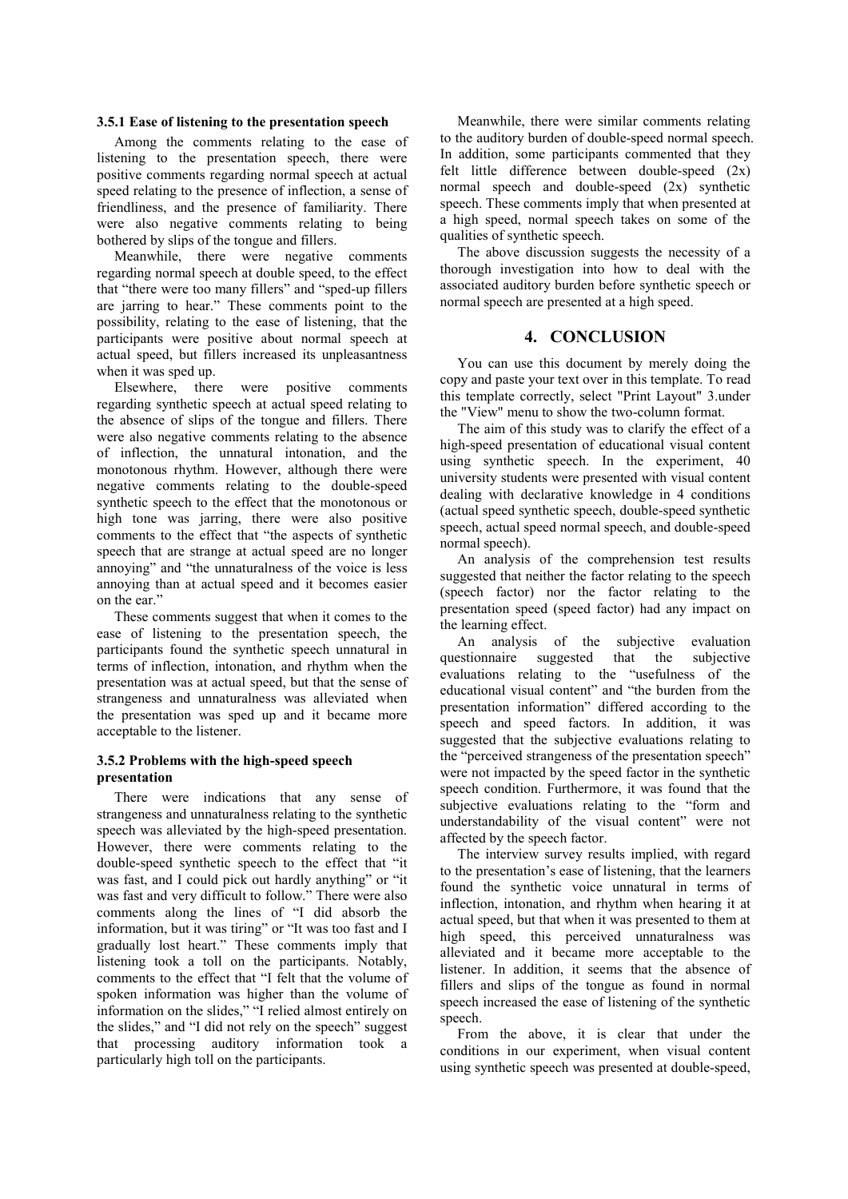### 3.5.1 Ease of listening to the presentation speech

Among the comments relating to the ease of listening to the presentation speech, there were positive comments regarding normal speech at actual speed relating to the presence of inflection, a sense of friendliness, and the presence of familiarity. There were also negative comments relating to being bothered by slips of the tongue and fillers.

Meanwhile, there were negative comments regarding normal speech at double speed, to the effect that "there were too many fillers" and "sped-up fillers are jarring to hear." These comments point to the possibility, relating to the ease of listening, that the participants were positive about normal speech at actual speed, but fillers increased its unpleasantness when it was sped up.

Elsewhere, there were positive comments regarding synthetic speech at actual speed relating to the absence of slips of the tongue and fillers. There were also negative comments relating to the absence of inflection, the unnatural intonation, and the monotonous rhythm. However, although there were negative comments relating to the double-speed synthetic speech to the effect that the monotonous or high tone was jarring, there were also positive comments to the effect that "the aspects of synthetic speech that are strange at actual speed are no longer annoying" and "the unnaturalness of the voice is less annoying than at actual speed and it becomes easier on the ear."

These comments suggest that when it comes to the ease of listening to the presentation speech, the participants found the synthetic speech unnatural in terms of inflection, intonation, and rhythm when the presentation was at actual speed, but that the sense of strangeness and unnaturalness was alleviated when the presentation was sped up and it became more acceptable to the listener.

### 3.5.2 Problems with the high-speed speech presentation

There were indications that any sense of strangeness and unnaturalness relating to the synthetic speech was alleviated by the high-speed presentation. However, there were comments relating to the double-speed synthetic speech to the effect that "it was fast, and I could pick out hardly anything" or "it was fast and very difficult to follow." There were also comments along the lines of "I did absorb the information, but it was tiring" or "It was too fast and I gradually lost heart." These comments imply that listening took a toll on the participants. Notably, comments to the effect that "I felt that the volume of spoken information was higher than the volume of information on the slides," "I relied almost entirely on the slides," and "I did not rely on the speech" suggest that processing auditory information took a particularly high toll on the participants.

Meanwhile, there were similar comments relating to the auditory burden of double-speed normal speech. In addition, some participants commented that they felt little difference between double-speed (2x) normal speech and double-speed (2x) synthetic speech. These comments imply that when presented at a high speed, normal speech takes on some of the qualities of synthetic speech.

The above discussion suggests the necessity of a thorough investigation into how to deal with the associated auditory burden before synthetic speech or normal speech are presented at a high speed.

## 4. CONCLUSION

You can use this document by merely doing the copy and paste your text over in this template. To read this template correctly, select "Print Layout" 3.under the "View" menu to show the two-column format.

The aim of this study was to clarify the effect of a high-speed presentation of educational visual content using synthetic speech. In the experiment, 40 university students were presented with visual content dealing with declarative knowledge in 4 conditions (actual speed synthetic speech, double-speed synthetic speech, actual speed normal speech, and double-speed normal speech).

An analysis of the comprehension test results suggested that neither the factor relating to the speech (speech factor) nor the factor relating to the presentation speed (speed factor) had any impact on the learning effect.

An analysis of the subjective evaluation questionnaire suggested that the subjective evaluations relating to the "usefulness of the educational visual content" and "the burden from the presentation information" differed according to the speech and speed factors. In addition, it was suggested that the subjective evaluations relating to the "perceived strangeness of the presentation speech" were not impacted by the speed factor in the synthetic speech condition. Furthermore, it was found that the subjective evaluations relating to the "form and understandability of the visual content" were not affected by the speech factor.

The interview survey results implied, with regard to the presentation's ease of listening, that the learners found the synthetic voice unnatural in terms of inflection, intonation, and rhythm when hearing it at actual speed, but that when it was presented to them at high speed, this perceived unnaturalness was alleviated and it became more acceptable to the listener. In addition, it seems that the absence of fillers and slips of the tongue as found in normal speech increased the ease of listening of the synthetic speech.

From the above, it is clear that under the conditions in our experiment, when visual content using synthetic speech was presented at double-speed,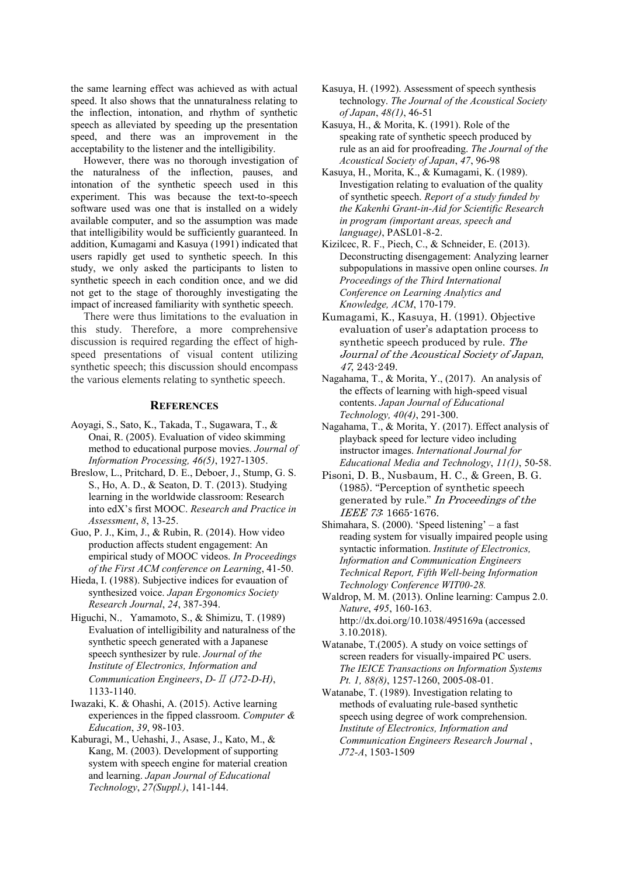the same learning effect was achieved as with actual speed. It also shows that the unnaturalness relating to the inflection, intonation, and rhythm of synthetic speech as alleviated by speeding up the presentation speed, and there was an improvement in the acceptability to the listener and the intelligibility.

However, there was no thorough investigation of the naturalness of the inflection, pauses, and intonation of the synthetic speech used in this experiment. This was because the text-to-speech software used was one that is installed on a widely available computer, and so the assumption was made that intelligibility would be sufficiently guaranteed. In addition, Kumagami and Kasuya (1991) indicated that users rapidly get used to synthetic speech. In this study, we only asked the participants to listen to synthetic speech in each condition once, and we did not get to the stage of thoroughly investigating the impact of increased familiarity with synthetic speech.

There were thus limitations to the evaluation in this study. Therefore, a more comprehensive discussion is required regarding the effect of high-speed presentations of visual content utilizing synthetic speech; this discussion should encompass the various elements relating to synthetic speech.

## References

Aoyagi, S., Sato, K., Takada, T., Sugawara, T., & Onai, R. (2005). Evaluation of video skimming method to educational purpose movies. *Journal of Information Processing, 46(5)*, 1927-1305.

Breslow, L., Pritchard, D. E., Deboer, J., Stump, G. S. S., Ho, A. D., & Seaton, D. T. (2013). Studying learning in the worldwide classroom: Research into edX's first MOOC. *Research and Practice in Assessment*, *8*, 13-25.

Guo, P. J., Kim, J., & Rubin, R. (2014). How video production affects student engagement: An empirical study of MOOC videos. *In Proceedings of the First ACM conference on Learning*, 41-50.

Hieda, I. (1988). Subjective indices for evauation of synthesized voice. *Japan Ergonomics Society Research Journal*, *24*, 387-394.

Higuchi, N., Yamamoto, S., & Shimizu, T. (1989) Evaluation of intelligibility and naturalness of the synthetic speech generated with a Japanese speech synthesizer by rule. *Journal of the Institute of Electronics, Information and Communication Engineers*, *D-Ⅱ (J72-D-H)*, 1133-1140.

Iwazaki, K. & Ohashi, A. (2015). Active learning experiences in the fipped classroom. *Computer & Education*, *39*, 98-103.

Kaburagi, M., Uehashi, J., Asase, J., Kato, M., & Kang, M. (2003). Development of supporting system with speech engine for material creation and learning. *Japan Journal of Educational Technology*, *27(Suppl.)*, 141-144.

Kasuya, H. (1992). Assessment of speech synthesis technology. *The Journal of the Acoustical Society of Japan*, *48(1)*, 46-51

Kasuya, H., & Morita, K. (1991). Role of the speaking rate of synthetic speech produced by rule as an aid for proofreading. *The Journal of the Acoustical Society of Japan*, *47*, 96-98

Kasuya, H., Morita, K., & Kumagami, K. (1989). Investigation relating to evaluation of the quality of synthetic speech. *Report of a study funded by the Kakenhi Grant-in-Aid for Scientific Research in program (important areas, speech and language)*, PASL01-8-2.

Kizilcec, R. F., Piech, C., & Schneider, E. (2013). Deconstructing disengagement: Analyzing learner subpopulations in massive open online courses. *In Proceedings of the Third International Conference on Learning Analytics and Knowledge, ACM*, 170-179.

Kumagami, K., Kasuya, H. (1991). Objective evaluation of user's adaptation process to synthetic speech produced by rule. *The Journal of the Acoustical Society of Japan*, *47*, 243-249.

Nagahama, T., & Morita, Y., (2017). An analysis of the effects of learning with high-speed visual contents. *Japan Journal of Educational Technology, 40(4)*, 291-300.

Nagahama, T., & Morita, Y. (2017). Effect analysis of playback speed for lecture video including instructor images. *International Journal for Educational Media and Technology*, *11(1)*, 50-58.

Pisoni, D. B., Nusbaum, H. C., & Green, B. G. (1985). "Perception of synthetic speech generated by rule." *In Proceedings of the IEEE 73*: 1665-1676.

Shimahara, S. (2000). 'Speed listening' – a fast reading system for visually impaired people using syntactic information. *Institute of Electronics, Information and Communication Engineers Technical Report, Fifth Well-being Information Technology Conference WIT00-28.*

Waldrop, M. M. (2013). Online learning: Campus 2.0. *Nature*, *495*, 160-163. http://dx.doi.org/10.1038/495169a (accessed 3.10.2018).

Watanabe, T.(2005). A study on voice settings of screen readers for visually-impaired PC users. *The IEICE Transactions on Information Systems Pt. 1, 88(8)*, 1257-1260, 2005-08-01.

Watanabe, T. (1989). Investigation relating to methods of evaluating rule-based synthetic speech using degree of work comprehension. *Institute of Electronics, Information and Communication Engineers Research Journal* , *J72-A*, 1503-1509